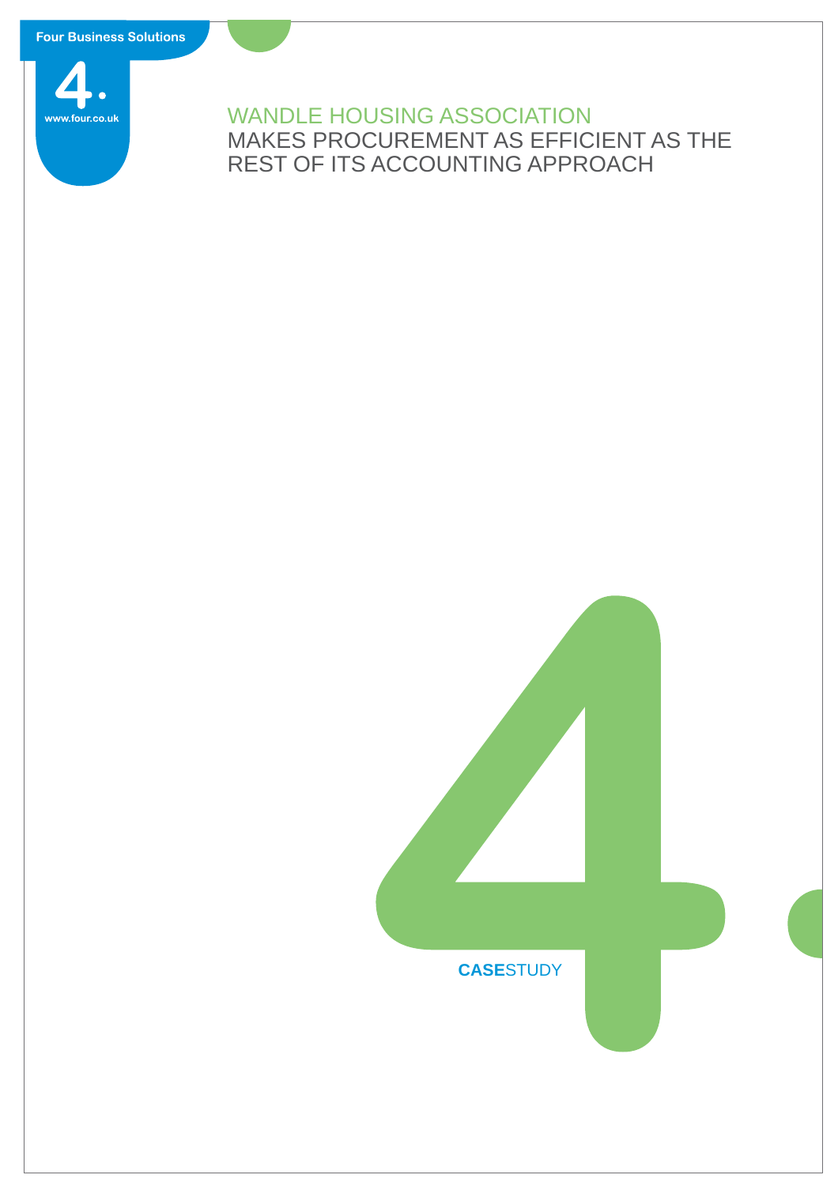Four Business Solutions

www.four.co.uk

# WANDLE HOUSING ASSOCIATION MAKES PROCUREMENT AS EFFICIENT AS THE REST OF ITS ACCOUNTING APPROACH

**CASE**STUDY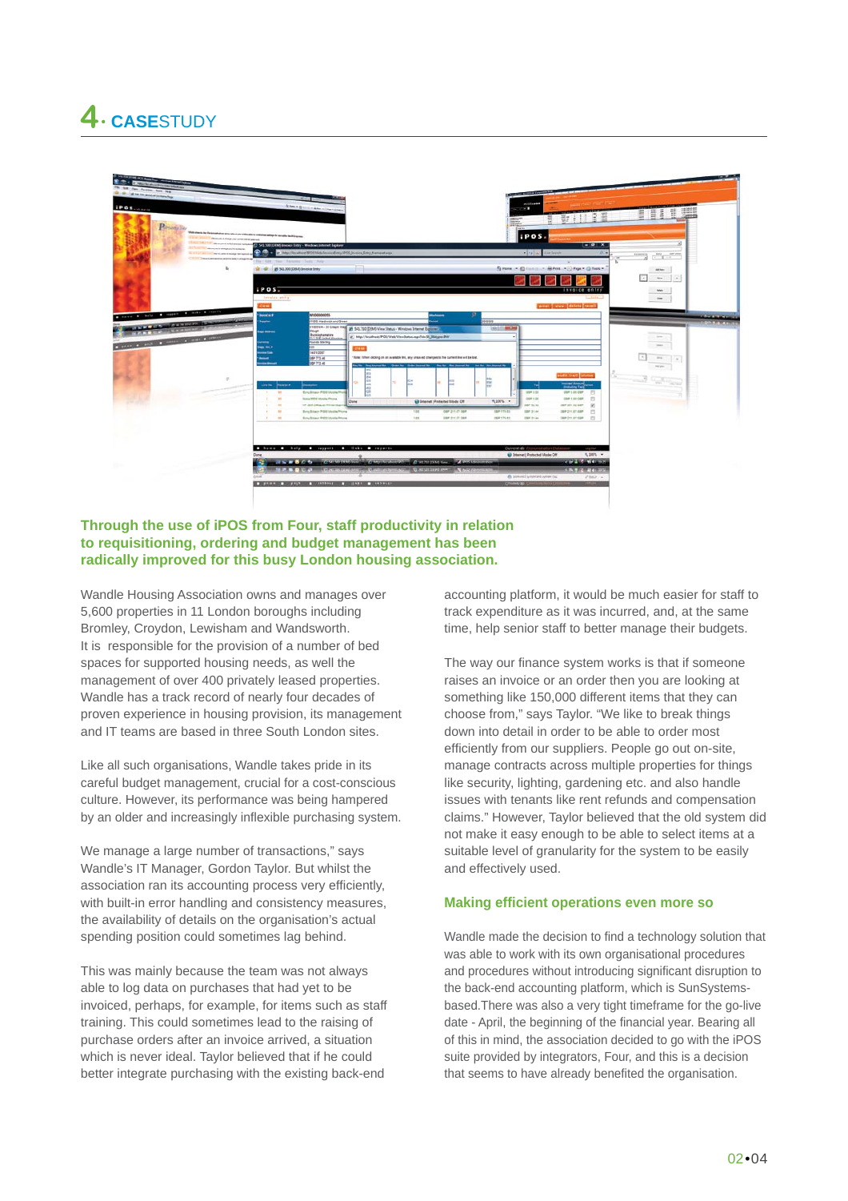# 4. CASESTUDY

**Through the use of iPOS from Four, staff productivity in relation to requisitioning, ordering and budget management has been radically improved for this busy London housing association.**

Wandle Housing Association owns and manages over 5,600 properties in 11 London boroughs including Bromley, Croydon, Lewisham and Wandsworth. It is responsible for the provision of a number of bed spaces for supported housing needs, as well the management of over 400 privately leased properties. Wandle has a track record of nearly four decades of proven experience in housing provision, its management and IT teams are based in three South London sites.

Like all such organisations, Wandle takes pride in its careful budget management, crucial for a cost-conscious culture. However, its performance was being hampered by an older and increasingly inflexible purchasing system.

We manage a large number of transactions," says Wandle's IT Manager, Gordon Taylor. But whilst the association ran its accounting process very efficiently, with built-in error handling and consistency measures, the availability of details on the organisation's actual spending position could sometimes lag behind.

This was mainly because the team was not always able to log data on purchases that had yet to be invoiced, perhaps, for example, for items such as staff training. This could sometimes lead to the raising of purchase orders after an invoice arrived, a situation which is never ideal. Taylor believed that if he could better integrate purchasing with the existing back-end accounting platform, it would be much easier for staff to track expenditure as it was incurred, and, at the same time, help senior staff to better manage their budgets.

The way our finance system works is that if someone raises an invoice or an order then you are looking at something like 150,000 different items that they can choose from," says Taylor. "We like to break things down into detail in order to be able to order most efficiently from our suppliers. People go out on-site, manage contracts across multiple properties for things like security, lighting, gardening etc. and also handle issues with tenants like rent refunds and compensation claims." However, Taylor believed that the old system did not make it easy enough to be able to select items at a suitable level of granularity for the system to be easily and effectively used.

## Making efficient operations even more so

Wandle made the decision to find a technology solution that was able to work with its own organisational procedures and procedures without introducing significant disruption to the back-end accounting platform, which is SunSystems-based.There was also a very tight timeframe for the go-live date - April, the beginning of the financial year. Bearing all of this in mind, the association decided to go with the iPOS suite provided by integrators, Four, and this is a decision that seems to have already benefited the organisation.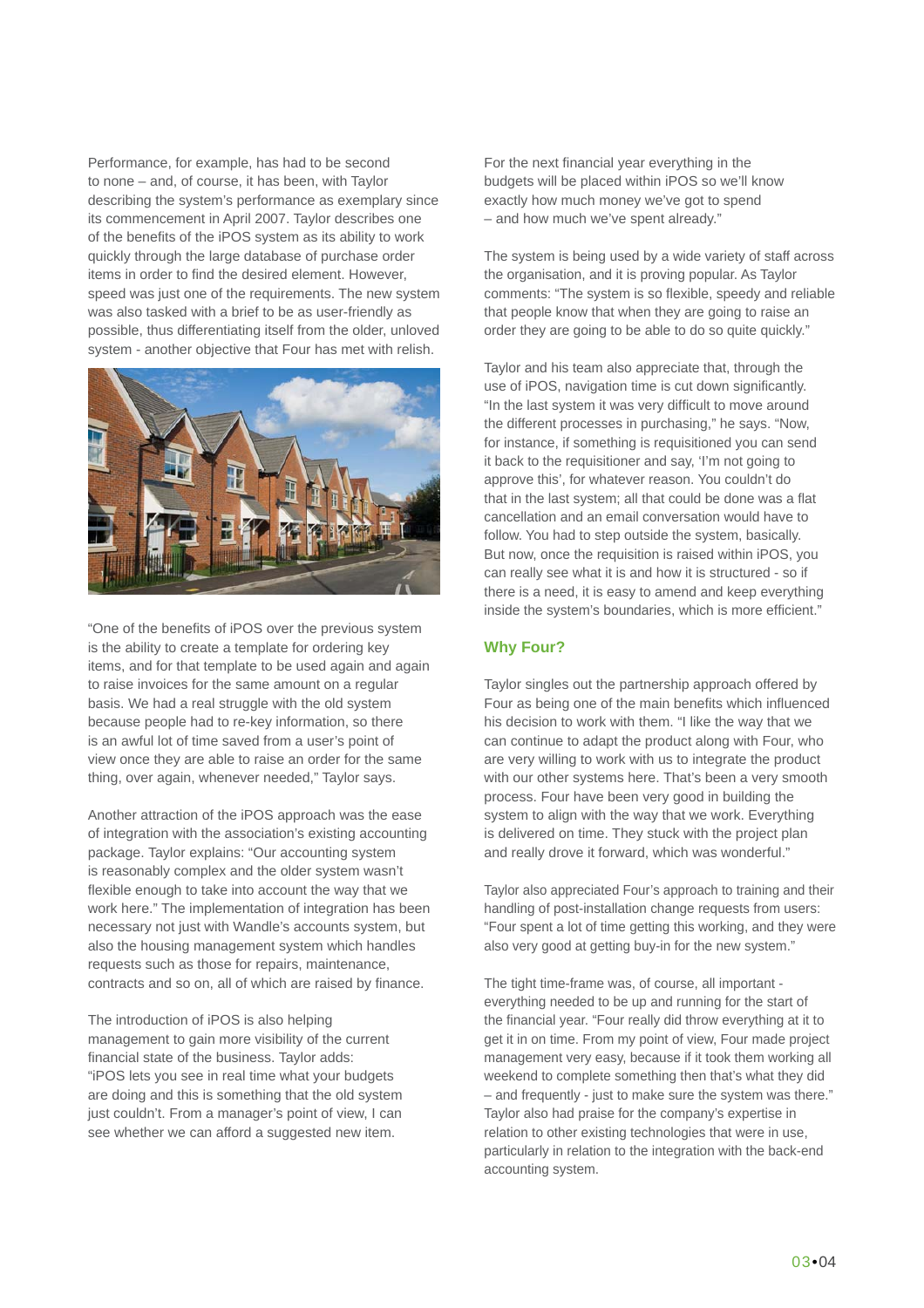Performance, for example, has had to be second to none – and, of course, it has been, with Taylor describing the system's performance as exemplary since its commencement in April 2007. Taylor describes one of the benefits of the iPOS system as its ability to work quickly through the large database of purchase order items in order to find the desired element. However, speed was just one of the requirements. The new system was also tasked with a brief to be as user-friendly as possible, thus differentiating itself from the older, unloved system - another objective that Four has met with relish.

"One of the benefits of iPOS over the previous system is the ability to create a template for ordering key items, and for that template to be used again and again to raise invoices for the same amount on a regular basis. We had a real struggle with the old system because people had to re-key information, so there is an awful lot of time saved from a user's point of view once they are able to raise an order for the same thing, over again, whenever needed," Taylor says.

Another attraction of the iPOS approach was the ease of integration with the association's existing accounting package. Taylor explains: "Our accounting system is reasonably complex and the older system wasn't flexible enough to take into account the way that we work here." The implementation of integration has been necessary not just with Wandle's accounts system, but also the housing management system which handles requests such as those for repairs, maintenance, contracts and so on, all of which are raised by finance.

The introduction of iPOS is also helping management to gain more visibility of the current financial state of the business. Taylor adds: "iPOS lets you see in real time what your budgets are doing and this is something that the old system just couldn't. From a manager's point of view, I can see whether we can afford a suggested new item. For the next financial year everything in the budgets will be placed within iPOS so we'll know exactly how much money we've got to spend – and how much we've spent already."

The system is being used by a wide variety of staff across the organisation, and it is proving popular. As Taylor comments: "The system is so flexible, speedy and reliable that people know that when they are going to raise an order they are going to be able to do so quite quickly."

Taylor and his team also appreciate that, through the use of iPOS, navigation time is cut down significantly. "In the last system it was very difficult to move around the different processes in purchasing," he says. "Now, for instance, if something is requisitioned you can send it back to the requisitioner and say, 'I'm not going to approve this', for whatever reason. You couldn't do that in the last system; all that could be done was a flat cancellation and an email conversation would have to follow. You had to step outside the system, basically. But now, once the requisition is raised within iPOS, you can really see what it is and how it is structured - so if there is a need, it is easy to amend and keep everything inside the system's boundaries, which is more efficient."

## Why Four?

Taylor singles out the partnership approach offered by Four as being one of the main benefits which influenced his decision to work with them. "I like the way that we can continue to adapt the product along with Four, who are very willing to work with us to integrate the product with our other systems here. That's been a very smooth process. Four have been very good in building the system to align with the way that we work. Everything is delivered on time. They stuck with the project plan and really drove it forward, which was wonderful."

Taylor also appreciated Four's approach to training and their handling of post-installation change requests from users: "Four spent a lot of time getting this working, and they were also very good at getting buy-in for the new system."

The tight time-frame was, of course, all important - everything needed to be up and running for the start of the financial year. "Four really did throw everything at it to get it in on time. From my point of view, Four made project management very easy, because if it took them working all weekend to complete something then that's what they did – and frequently - just to make sure the system was there." Taylor also had praise for the company's expertise in relation to other existing technologies that were in use, particularly in relation to the integration with the back-end accounting system.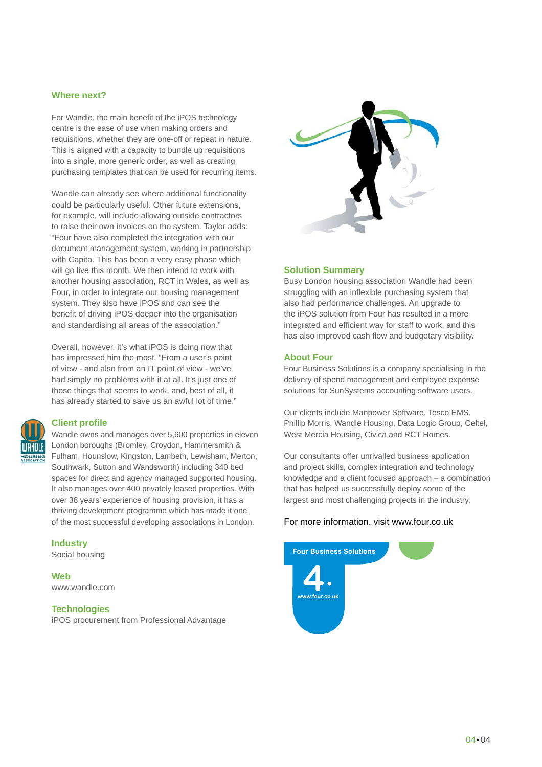## Where next?

For Wandle, the main benefit of the iPOS technology centre is the ease of use when making orders and requisitions, whether they are one-off or repeat in nature. This is aligned with a capacity to bundle up requisitions into a single, more generic order, as well as creating purchasing templates that can be used for recurring items.

Wandle can already see where additional functionality could be particularly useful. Other future extensions, for example, will include allowing outside contractors to raise their own invoices on the system. Taylor adds: "Four have also completed the integration with our document management system, working in partnership with Capita. This has been a very easy phase which will go live this month. We then intend to work with another housing association, RCT in Wales, as well as Four, in order to integrate our housing management system. They also have iPOS and can see the benefit of driving iPOS deeper into the organisation and standardising all areas of the association."

Overall, however, it's what iPOS is doing now that has impressed him the most. "From a user's point of view - and also from an IT point of view - we've had simply no problems with it at all. It's just one of those things that seems to work, and, best of all, it has already started to save us an awful lot of time."

## Client profile

Wandle owns and manages over 5,600 properties in eleven London boroughs (Bromley, Croydon, Hammersmith & Fulham, Hounslow, Kingston, Lambeth, Lewisham, Merton, Southwark, Sutton and Wandsworth) including 340 bed spaces for direct and agency managed supported housing. It also manages over 400 privately leased properties. With over 38 years' experience of housing provision, it has a thriving development programme which has made it one of the most successful developing associations in London.

## Industry

Social housing

## Web

www.wandle.com

## Technologies

iPOS procurement from Professional Advantage

## Solution Summary

Busy London housing association Wandle had been struggling with an inflexible purchasing system that also had performance challenges. An upgrade to the iPOS solution from Four has resulted in a more integrated and efficient way for staff to work, and this has also improved cash flow and budgetary visibility.

## About Four

Four Business Solutions is a company specialising in the delivery of spend management and employee expense solutions for SunSystems accounting software users.

Our clients include Manpower Software, Tesco EMS, Phillip Morris, Wandle Housing, Data Logic Group, Celtel, West Mercia Housing, Civica and RCT Homes.

Our consultants offer unrivalled business application and project skills, complex integration and technology knowledge and a client focused approach – a combination that has helped us successfully deploy some of the largest and most challenging projects in the industry.

For more information, visit www.four.co.uk

Four Business Solutions

4.

www.four.co.uk